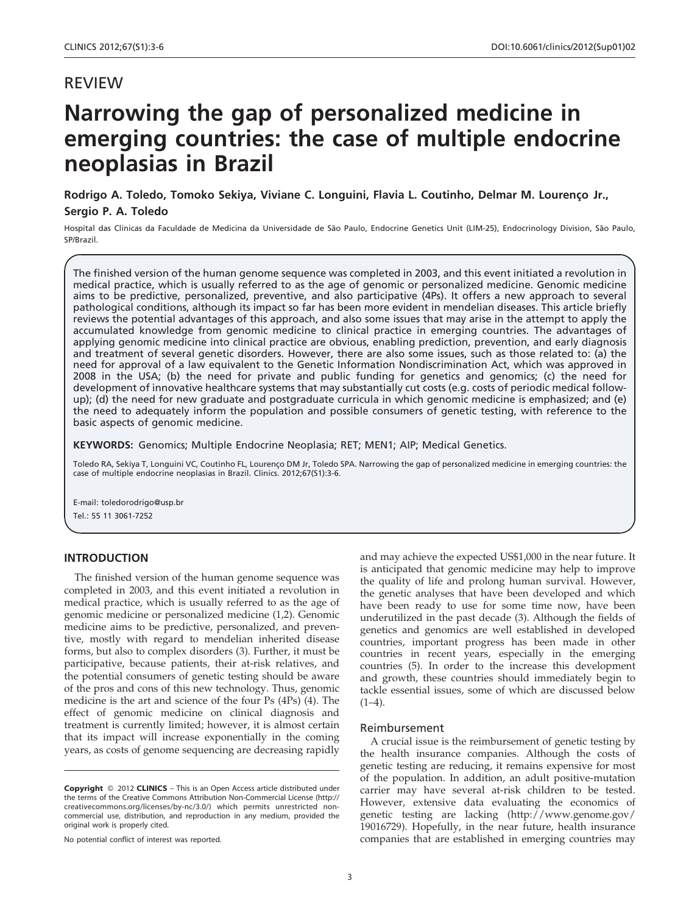REVIEW

# Narrowing the gap of personalized medicine in emerging countries: the case of multiple endocrine neoplasias in Brazil

**Rodrigo A. Toledo, Tomoko Sekiya, Viviane C. Longuini, Flavia L. Coutinho, Delmar M. Lourenço Jr., Sergio P. A. Toledo**

Hospital das Clínicas da Faculdade de Medicina da Universidade de São Paulo, Endocrine Genetics Unit (LIM-25), Endocrinology Division, São Paulo, SP/Brazil.

The finished version of the human genome sequence was completed in 2003, and this event initiated a revolution in medical practice, which is usually referred to as the age of genomic or personalized medicine. Genomic medicine aims to be predictive, personalized, preventive, and also participative (4Ps). It offers a new approach to several pathological conditions, although its impact so far has been more evident in mendelian diseases. This article briefly reviews the potential advantages of this approach, and also some issues that may arise in the attempt to apply the accumulated knowledge from genomic medicine to clinical practice in emerging countries. The advantages of applying genomic medicine into clinical practice are obvious, enabling prediction, prevention, and early diagnosis and treatment of several genetic disorders. However, there are also some issues, such as those related to: (a) the need for approval of a law equivalent to the Genetic Information Nondiscrimination Act, which was approved in 2008 in the USA; (b) the need for private and public funding for genetics and genomics; (c) the need for development of innovative healthcare systems that may substantially cut costs (e.g. costs of periodic medical follow-up); (d) the need for new graduate and postgraduate curricula in which genomic medicine is emphasized; and (e) the need to adequately inform the population and possible consumers of genetic testing, with reference to the basic aspects of genomic medicine.

**KEYWORDS:** Genomics; Multiple Endocrine Neoplasia; RET; MEN1; AIP; Medical Genetics.

Toledo RA, Sekiya T, Longuini VC, Coutinho FL, Lourenço DM Jr, Toledo SPA. Narrowing the gap of personalized medicine in emerging countries: the case of multiple endocrine neoplasias in Brazil. Clinics. 2012;67(S1):3-6.

E-mail: toledorodrigo@usp.br
Tel.: 55 11 3061-7252

## INTRODUCTION

The finished version of the human genome sequence was completed in 2003, and this event initiated a revolution in medical practice, which is usually referred to as the age of genomic medicine or personalized medicine (1,2). Genomic medicine aims to be predictive, personalized, and preventive, mostly with regard to mendelian inherited disease forms, but also to complex disorders (3). Further, it must be participative, because patients, their at-risk relatives, and the potential consumers of genetic testing should be aware of the pros and cons of this new technology. Thus, genomic medicine is the art and science of the four Ps (4Ps) (4). The effect of genomic medicine on clinical diagnosis and treatment is currently limited; however, it is almost certain that its impact will increase exponentially in the coming years, as costs of genome sequencing are decreasing rapidly and may achieve the expected US$1,000 in the near future. It is anticipated that genomic medicine may help to improve the quality of life and prolong human survival. However, the genetic analyses that have been developed and which have been ready to use for some time now, have been underutilized in the past decade (3). Although the fields of genetics and genomics are well established in developed countries, important progress has been made in other countries in recent years, especially in the emerging countries (5). In order to the increase this development and growth, these countries should immediately begin to tackle essential issues, some of which are discussed below (1–4).

### Reimbursement

A crucial issue is the reimbursement of genetic testing by the health insurance companies. Although the costs of genetic testing are reducing, it remains expensive for most of the population. In addition, an adult positive-mutation carrier may have several at-risk children to be tested. However, extensive data evaluating the economics of genetic testing are lacking (http://www.genome.gov/19016729). Hopefully, in the near future, health insurance companies that are established in emerging countries may

**Copyright** © 2012 **CLINICS** – This is an Open Access article distributed under the terms of the Creative Commons Attribution Non-Commercial License (http://creativecommons.org/licenses/by-nc/3.0/) which permits unrestricted non-commercial use, distribution, and reproduction in any medium, provided the original work is properly cited.

No potential conflict of interest was reported.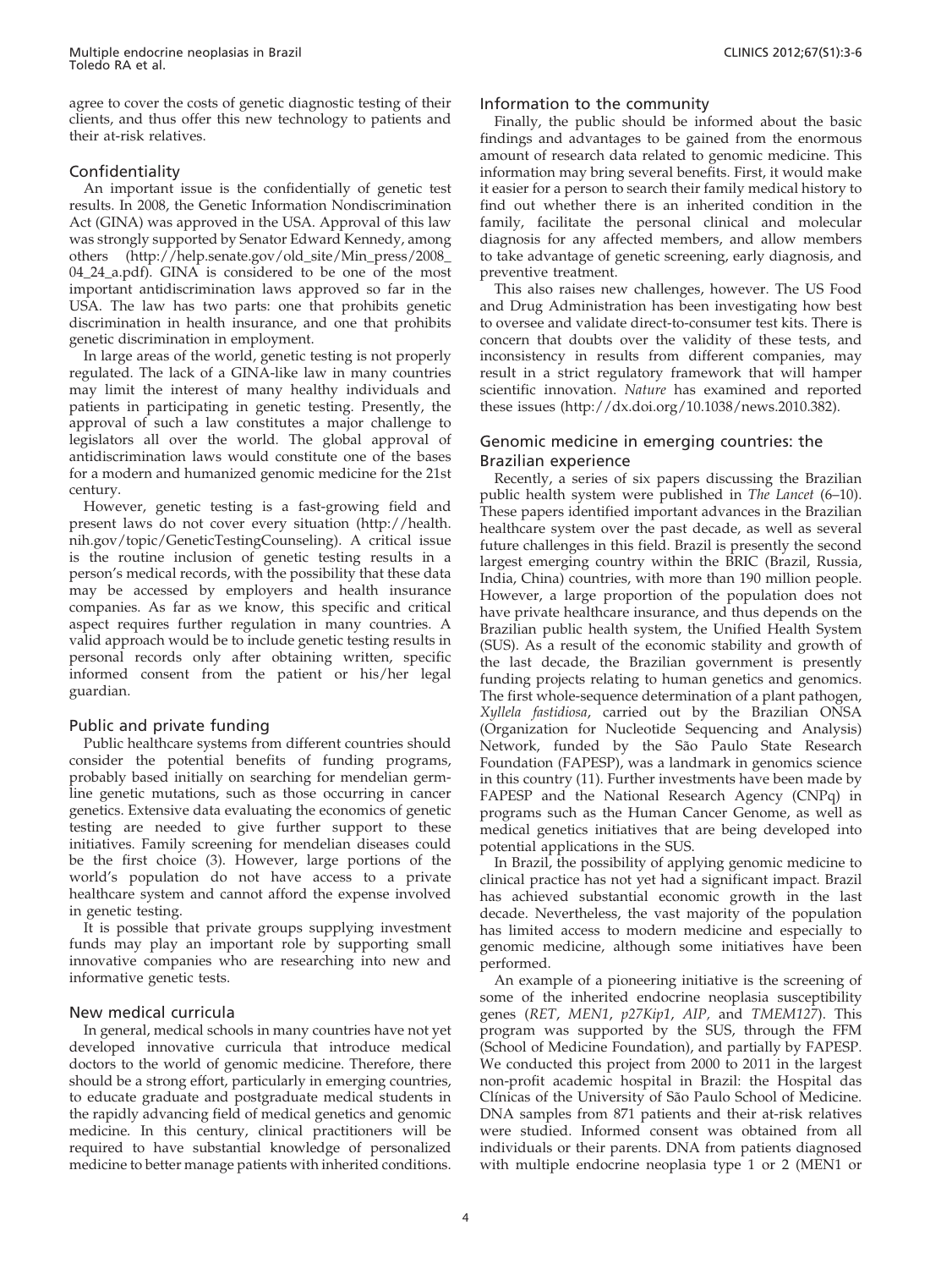agree to cover the costs of genetic diagnostic testing of their clients, and thus offer this new technology to patients and their at-risk relatives.

## Confidentiality

An important issue is the confidentially of genetic test results. In 2008, the Genetic Information Nondiscrimination Act (GINA) was approved in the USA. Approval of this law was strongly supported by Senator Edward Kennedy, among others (http://help.senate.gov/old_site/Min_press/2008_04_24_a.pdf). GINA is considered to be one of the most important antidiscrimination laws approved so far in the USA. The law has two parts: one that prohibits genetic discrimination in health insurance, and one that prohibits genetic discrimination in employment.

In large areas of the world, genetic testing is not properly regulated. The lack of a GINA-like law in many countries may limit the interest of many healthy individuals and patients in participating in genetic testing. Presently, the approval of such a law constitutes a major challenge to legislators all over the world. The global approval of antidiscrimination laws would constitute one of the bases for a modern and humanized genomic medicine for the 21st century.

However, genetic testing is a fast-growing field and present laws do not cover every situation (http://health.nih.gov/topic/GeneticTestingCounseling). A critical issue is the routine inclusion of genetic testing results in a person's medical records, with the possibility that these data may be accessed by employers and health insurance companies. As far as we know, this specific and critical aspect requires further regulation in many countries. A valid approach would be to include genetic testing results in personal records only after obtaining written, specific informed consent from the patient or his/her legal guardian.

## Public and private funding

Public healthcare systems from different countries should consider the potential benefits of funding programs, probably based initially on searching for mendelian germline genetic mutations, such as those occurring in cancer genetics. Extensive data evaluating the economics of genetic testing are needed to give further support to these initiatives. Family screening for mendelian diseases could be the first choice (3). However, large portions of the world's population do not have access to a private healthcare system and cannot afford the expense involved in genetic testing.

It is possible that private groups supplying investment funds may play an important role by supporting small innovative companies who are researching into new and informative genetic tests.

## New medical curricula

In general, medical schools in many countries have not yet developed innovative curricula that introduce medical doctors to the world of genomic medicine. Therefore, there should be a strong effort, particularly in emerging countries, to educate graduate and postgraduate medical students in the rapidly advancing field of medical genetics and genomic medicine. In this century, clinical practitioners will be required to have substantial knowledge of personalized medicine to better manage patients with inherited conditions.

## Information to the community

Finally, the public should be informed about the basic findings and advantages to be gained from the enormous amount of research data related to genomic medicine. This information may bring several benefits. First, it would make it easier for a person to search their family medical history to find out whether there is an inherited condition in the family, facilitate the personal clinical and molecular diagnosis for any affected members, and allow members to take advantage of genetic screening, early diagnosis, and preventive treatment.

This also raises new challenges, however. The US Food and Drug Administration has been investigating how best to oversee and validate direct-to-consumer test kits. There is concern that doubts over the validity of these tests, and inconsistency in results from different companies, may result in a strict regulatory framework that will hamper scientific innovation. *Nature* has examined and reported these issues (http://dx.doi.org/10.1038/news.2010.382).

## Genomic medicine in emerging countries: the Brazilian experience

Recently, a series of six papers discussing the Brazilian public health system were published in *The Lancet* (6–10). These papers identified important advances in the Brazilian healthcare system over the past decade, as well as several future challenges in this field. Brazil is presently the second largest emerging country within the BRIC (Brazil, Russia, India, China) countries, with more than 190 million people. However, a large proportion of the population does not have private healthcare insurance, and thus depends on the Brazilian public health system, the Unified Health System (SUS). As a result of the economic stability and growth of the last decade, the Brazilian government is presently funding projects relating to human genetics and genomics. The first whole-sequence determination of a plant pathogen, *Xyllela fastidiosa*, carried out by the Brazilian ONSA (Organization for Nucleotide Sequencing and Analysis) Network, funded by the São Paulo State Research Foundation (FAPESP), was a landmark in genomics science in this country (11). Further investments have been made by FAPESP and the National Research Agency (CNPq) in programs such as the Human Cancer Genome, as well as medical genetics initiatives that are being developed into potential applications in the SUS.

In Brazil, the possibility of applying genomic medicine to clinical practice has not yet had a significant impact. Brazil has achieved substantial economic growth in the last decade. Nevertheless, the vast majority of the population has limited access to modern medicine and especially to genomic medicine, although some initiatives have been performed.

An example of a pioneering initiative is the screening of some of the inherited endocrine neoplasia susceptibility genes (*RET*, *MEN1*, *p27Kip1*, *AIP*, and *TMEM127*). This program was supported by the SUS, through the FFM (School of Medicine Foundation), and partially by FAPESP. We conducted this project from 2000 to 2011 in the largest non-profit academic hospital in Brazil: the Hospital das Clínicas of the University of São Paulo School of Medicine. DNA samples from 871 patients and their at-risk relatives were studied. Informed consent was obtained from all individuals or their parents. DNA from patients diagnosed with multiple endocrine neoplasia type 1 or 2 (MEN1 or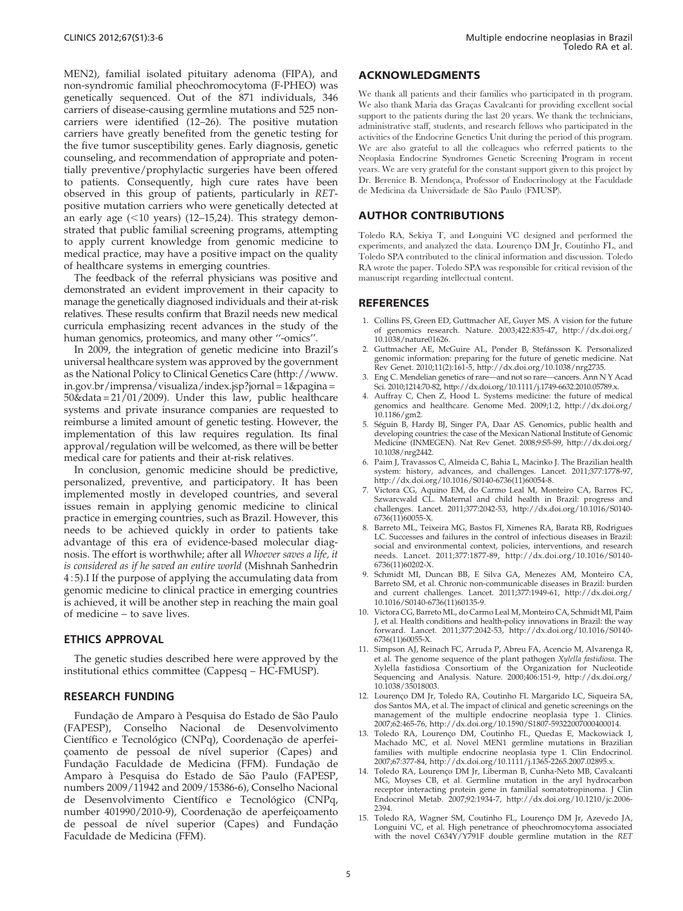MEN2), familial isolated pituitary adenoma (FIPA), and non-syndromic familial pheochromocytoma (F-PHEO) was genetically sequenced. Out of the 871 individuals, 346 carriers of disease-causing germline mutations and 525 non-carriers were identified (12–26). The positive mutation carriers have greatly benefited from the genetic testing for the five tumor susceptibility genes. Early diagnosis, genetic counseling, and recommendation of appropriate and potentially preventive/prophylactic surgeries have been offered to patients. Consequently, high cure rates have been observed in this group of patients, particularly in *RET*-positive mutation carriers who were genetically detected at an early age (<10 years) (12–15,24). This strategy demonstrated that public familial screening programs, attempting to apply current knowledge from genomic medicine to medical practice, may have a positive impact on the quality of healthcare systems in emerging countries.

The feedback of the referral physicians was positive and demonstrated an evident improvement in their capacity to manage the genetically diagnosed individuals and their at-risk relatives. These results confirm that Brazil needs new medical curricula emphasizing recent advances in the study of the human genomics, proteomics, and many other "-omics".

In 2009, the integration of genetic medicine into Brazil's universal healthcare system was approved by the government as the National Policy to Clinical Genetics Care (http://www.in.gov.br/imprensa/visualiza/index.jsp?jornal=1&pagina=50&data=21/01/2009). Under this law, public healthcare systems and private insurance companies are requested to reimburse a limited amount of genetic testing. However, the implementation of this law requires regulation. Its final approval/regulation will be welcomed, as there will be better medical care for patients and their at-risk relatives.

In conclusion, genomic medicine should be predictive, personalized, preventive, and participatory. It has been implemented mostly in developed countries, and several issues remain in applying genomic medicine to clinical practice in emerging countries, such as Brazil. However, this needs to be achieved quickly in order to patients take advantage of this era of evidence-based molecular diagnosis. The effort is worthwhile; after all *Whoever saves a life, it is considered as if he saved an entire world* (Mishnah Sanhedrin 4 : 5).I If the purpose of applying the accumulating data from genomic medicine to clinical practice in emerging countries is achieved, it will be another step in reaching the main goal of medicine – to save lives.

## ETHICS APPROVAL

The genetic studies described here were approved by the institutional ethics committee (Cappesq – HC-FMUSP).

## RESEARCH FUNDING

Fundação de Amparo à Pesquisa do Estado de São Paulo (FAPESP), Conselho Nacional de Desenvolvimento Científico e Tecnológico (CNPq), Coordenação de aperfeiçoamento de pessoal de nível superior (Capes) and Fundação Faculdade de Medicina (FFM). Fundação de Amparo à Pesquisa do Estado de São Paulo (FAPESP, numbers 2009/11942 and 2009/15386-6), Conselho Nacional de Desenvolvimento Científico e Tecnológico (CNPq, number 401990/2010-9), Coordenação de aperfeiçoamento de pessoal de nível superior (Capes) and Fundação Faculdade de Medicina (FFM).

## ACKNOWLEDGMENTS

We thank all patients and their families who participated in th program. We also thank Maria das Graças Cavalcanti for providing excellent social support to the patients during the last 20 years. We thank the technicians, administrative staff, students, and research fellows who participated in the activities of the Endocrine Genetics Unit during the period of this program. We are also grateful to all the colleagues who referred patients to the Neoplasia Endocrine Syndromes Genetic Screening Program in recent years. We are very grateful for the constant support given to this project by Dr. Berenice B. Mendonça, Professor of Endocrinology at the Faculdade de Medicina da Universidade de São Paulo (FMUSP).

## AUTHOR CONTRIBUTIONS

Toledo RA, Sekiya T, and Longuini VC designed and performed the experiments, and analyzed the data. Lourenço DM Jr, Coutinho FL, and Toledo SPA contributed to the clinical information and discussion. Toledo RA wrote the paper. Toledo SPA was responsible for critical revision of the manuscript regarding intellectual content.

## REFERENCES

1. Collins FS, Green ED, Guttmacher AE, Guyer MS. A vision for the future of genomics research. Nature. 2003;422:835-47, http://dx.doi.org/10.1038/nature01626.
2. Guttmacher AE, McGuire AL, Ponder B, Stefánsson K. Personalized genomic information: preparing for the future of genetic medicine. Nat Rev Genet. 2010;11(2):161-5, http://dx.doi.org/10.1038/nrg2735.
3. Eng C. Mendelian genetics of rare—and not so rare—cancers. Ann N Y Acad Sci. 2010;1214:70-82, http://dx.doi.org/10.1111/j.1749-6632.2010.05789.x.
4. Auffray C, Chen Z, Hood L. Systems medicine: the future of medical genomics and healthcare. Genome Med. 2009;1:2, http://dx.doi.org/10.1186/gm2.
5. Séguin B, Hardy BJ, Singer PA, Daar AS. Genomics, public health and developing countries: the case of the Mexican National Institute of Genomic Medicine (INMEGEN). Nat Rev Genet. 2008;9:S5-S9, http://dx.doi.org/10.1038/nrg2442.
6. Paim J, Travassos C, Almeida C, Bahia L, Macinko J. The Brazilian health system: history, advances, and challenges. Lancet. 2011;377:1778-97, http://dx.doi.org/10.1016/S0140-6736(11)60054-8.
7. Victora CG, Aquino EM, do Carmo Leal M, Monteiro CA, Barros FC, Szwarcwald CL. Maternal and child health in Brazil: progress and challenges. Lancet. 2011;377:2042-53, http://dx.doi.org/10.1016/S0140-6736(11)60055-X.
8. Barreto ML, Teixeira MG, Bastos FI, Ximenes RA, Barata RB, Rodrigues LC. Successes and failures in the control of infectious diseases in Brazil: social and environmental context, policies, interventions, and research needs. Lancet. 2011;377:1877-89, http://dx.doi.org/10.1016/S0140-6736(11)60202-X.
9. Schmidt MI, Duncan BB, E Silva GA, Menezes AM, Monteiro CA, Barreto SM, et al. Chronic non-communicable diseases in Brazil: burden and current challenges. Lancet. 2011;377:1949-61, http://dx.doi.org/10.1016/S0140-6736(11)60135-9.
10. Victora CG, Barreto ML, do Carmo Leal M, Monteiro CA, Schmidt MI, Paim J, et al. Health conditions and health-policy innovations in Brazil: the way forward. Lancet. 2011;377:2042-53, http://dx.doi.org/10.1016/S0140-6736(11)60055-X.
11. Simpson AJ, Reinach FC, Arruda P, Abreu FA, Acencio M, Alvarenga R, et al. The genome sequence of the plant pathogen *Xylella fastidiosa*. The Xylella fastidiosa Consortium of the Organization for Nucleotide Sequencing and Analysis. Nature. 2000;406:151-9, http://dx.doi.org/10.1038/35018003.
12. Lourenço DM Jr, Toledo RA, Coutinho FL Margarido LC, Siqueira SA, dos Santos MA, et al. The impact of clinical and genetic screenings on the management of the multiple endocrine neoplasia type 1. Clinics. 2007;62:465-76, http://dx.doi.org/10.1590/S1807-59322007000400014.
13. Toledo RA, Lourenço DM, Coutinho FL, Quedas E, Mackowiack I, Machado MC, et al. Novel MEN1 germline mutations in Brazilian families with multiple endocrine neoplasia type 1. Clin Endocrinol. 2007;67:377-84, http://dx.doi.org/10.1111/j.1365-2265.2007.02895.x.
14. Toledo RA, Lourenço DM Jr, Liberman B, Cunha-Neto MB, Cavalcanti MG, Moyses CB, et al. Germline mutation in the aryl hydrocarbon receptor interacting protein gene in familial somatotropinoma. J Clin Endocrinol Metab. 2007;92:1934-7, http://dx.doi.org/10.1210/jc.2006-2394.
15. Toledo RA, Wagner SM, Coutinho FL, Lourenço DM Jr, Azevedo JA, Longuini VC, et al. High penetrance of pheochromocytoma associated with the novel C634Y/Y791F double germline mutation in the *RET*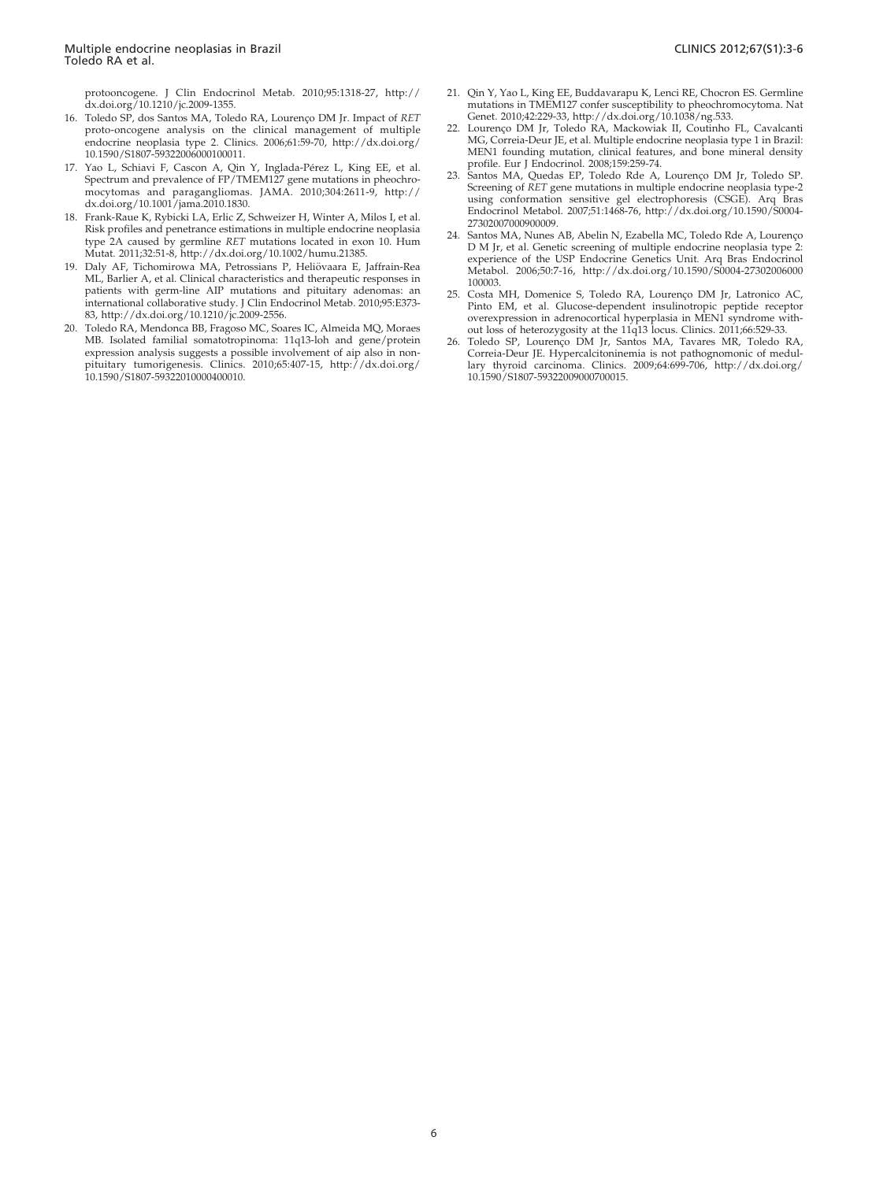protooncogene. J Clin Endocrinol Metab. 2010;95:1318-27, http://dx.doi.org/10.1210/jc.2009-1355.

16. Toledo SP, dos Santos MA, Toledo RA, Lourenço DM Jr. Impact of *RET* proto-oncogene analysis on the clinical management of multiple endocrine neoplasia type 2. Clinics. 2006;61:59-70, http://dx.doi.org/10.1590/S1807-59322006000100011.
17. Yao L, Schiavi F, Cascon A, Qin Y, Inglada-Pérez L, King EE, et al. Spectrum and prevalence of FP/TMEM127 gene mutations in pheochromocytomas and paragangliomas. JAMA. 2010;304:2611-9, http://dx.doi.org/10.1001/jama.2010.1830.
18. Frank-Raue K, Rybicki LA, Erlic Z, Schweizer H, Winter A, Milos I, et al. Risk profiles and penetrance estimations in multiple endocrine neoplasia type 2A caused by germline *RET* mutations located in exon 10. Hum Mutat. 2011;32:51-8, http://dx.doi.org/10.1002/humu.21385.
19. Daly AF, Tichomirowa MA, Petrossians P, Heliövaara E, Jaffrain-Rea ML, Barlier A, et al. Clinical characteristics and therapeutic responses in patients with germ-line AIP mutations and pituitary adenomas: an international collaborative study. J Clin Endocrinol Metab. 2010;95:E373-83, http://dx.doi.org/10.1210/jc.2009-2556.
20. Toledo RA, Mendonca BB, Fragoso MC, Soares IC, Almeida MQ, Moraes MB. Isolated familial somatotropinoma: 11q13-loh and gene/protein expression analysis suggests a possible involvement of aip also in non-pituitary tumorigenesis. Clinics. 2010;65:407-15, http://dx.doi.org/10.1590/S1807-59322010000400010.
21. Qin Y, Yao L, King EE, Buddavarapu K, Lenci RE, Chocron ES. Germline mutations in TMEM127 confer susceptibility to pheochromocytoma. Nat Genet. 2010;42:229-33, http://dx.doi.org/10.1038/ng.533.
22. Lourenço DM Jr, Toledo RA, Mackowiak II, Coutinho FL, Cavalcanti MG, Correia-Deur JE, et al. Multiple endocrine neoplasia type 1 in Brazil: MEN1 founding mutation, clinical features, and bone mineral density profile. Eur J Endocrinol. 2008;159:259-74.
23. Santos MA, Quedas EP, Toledo Rde A, Lourenço DM Jr, Toledo SP. Screening of *RET* gene mutations in multiple endocrine neoplasia type-2 using conformation sensitive gel electrophoresis (CSGE). Arq Bras Endocrinol Metabol. 2007;51:1468-76, http://dx.doi.org/10.1590/S0004-27302007000900009.
24. Santos MA, Nunes AB, Abelin N, Ezabella MC, Toledo Rde A, Lourenço D M Jr, et al. Genetic screening of multiple endocrine neoplasia type 2: experience of the USP Endocrine Genetics Unit. Arq Bras Endocrinol Metabol. 2006;50:7-16, http://dx.doi.org/10.1590/S0004-27302006000100003.
25. Costa MH, Domenice S, Toledo RA, Lourenço DM Jr, Latronico AC, Pinto EM, et al. Glucose-dependent insulinotropic peptide receptor overexpression in adrenocortical hyperplasia in MEN1 syndrome without loss of heterozygosity at the 11q13 locus. Clinics. 2011;66:529-33.
26. Toledo SP, Lourenço DM Jr, Santos MA, Tavares MR, Toledo RA, Correia-Deur JE. Hypercalcitoninemia is not pathognomonic of medullary thyroid carcinoma. Clinics. 2009;64:699-706, http://dx.doi.org/10.1590/S1807-59322009000700015.